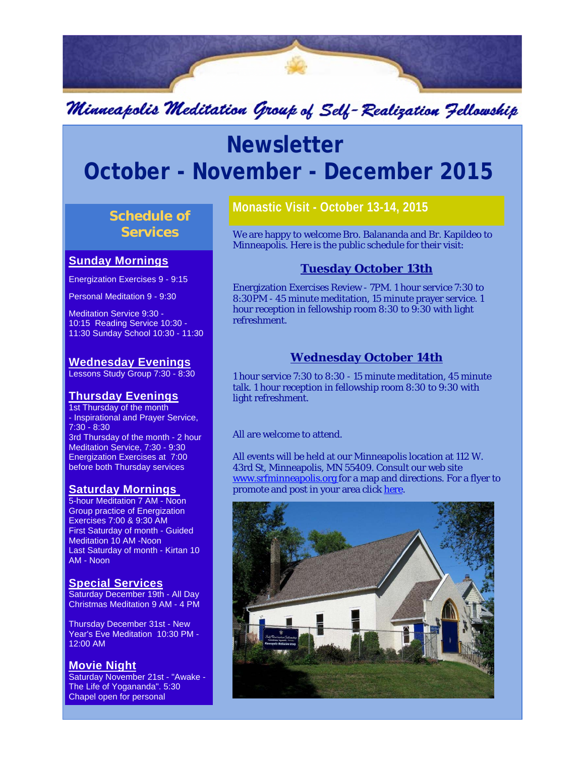# Minneapolis Meditation Group of Self-Realization Fellowship

# Newsletter
# October - November - December 2015

## Schedule of Services

### Sunday Mornings

Energization Exercises 9 - 9:15

Personal Meditation 9 - 9:30

Meditation Service 9:30 - 10:15 Reading Service 10:30 - 11:30 Sunday School 10:30 - 11:30

### Wednesday Evenings

Lessons Study Group 7:30 - 8:30

### Thursday Evenings

1st Thursday of the month - Inspirational and Prayer Service, 7:30 - 8:30
3rd Thursday of the month - 2 hour Meditation Service, 7:30 - 9:30
Energization Exercises at 7:00 before both Thursday services

### Saturday Mornings

5-hour Meditation 7 AM - Noon
Group practice of Energization Exercises 7:00 & 9:30 AM
First Saturday of month - Guided Meditation 10 AM -Noon
Last Saturday of month - Kirtan 10 AM - Noon

### Special Services

Saturday December 19th - All Day Christmas Meditation 9 AM - 4 PM

Thursday December 31st - New Year's Eve Meditation 10:30 PM - 12:00 AM

### Movie Night

Saturday November 21st - "Awake - The Life of Yogananda". 5:30 Chapel open for personal

## Monastic Visit - October 13-14, 2015

We are happy to welcome Bro. Balananda and Br. Kapildeo to Minneapolis. Here is the public schedule for their visit:

### Tuesday October 13th

Energization Exercises Review - 7PM. 1 hour service 7:30 to 8:30PM - 45 minute meditation, 15 minute prayer service. 1 hour reception in fellowship room 8:30 to 9:30 with light refreshment.

### Wednesday October 14th

1 hour service 7:30 to 8:30 - 15 minute meditation, 45 minute talk. 1 hour reception in fellowship room 8:30 to 9:30 with light refreshment.

All are welcome to attend.

All events will be held at our Minneapolis location at 112 W. 43rd St, Minneapolis, MN 55409. Consult our web site www.srfminneapolis.org for a map and directions. For a flyer to promote and post in your area click here.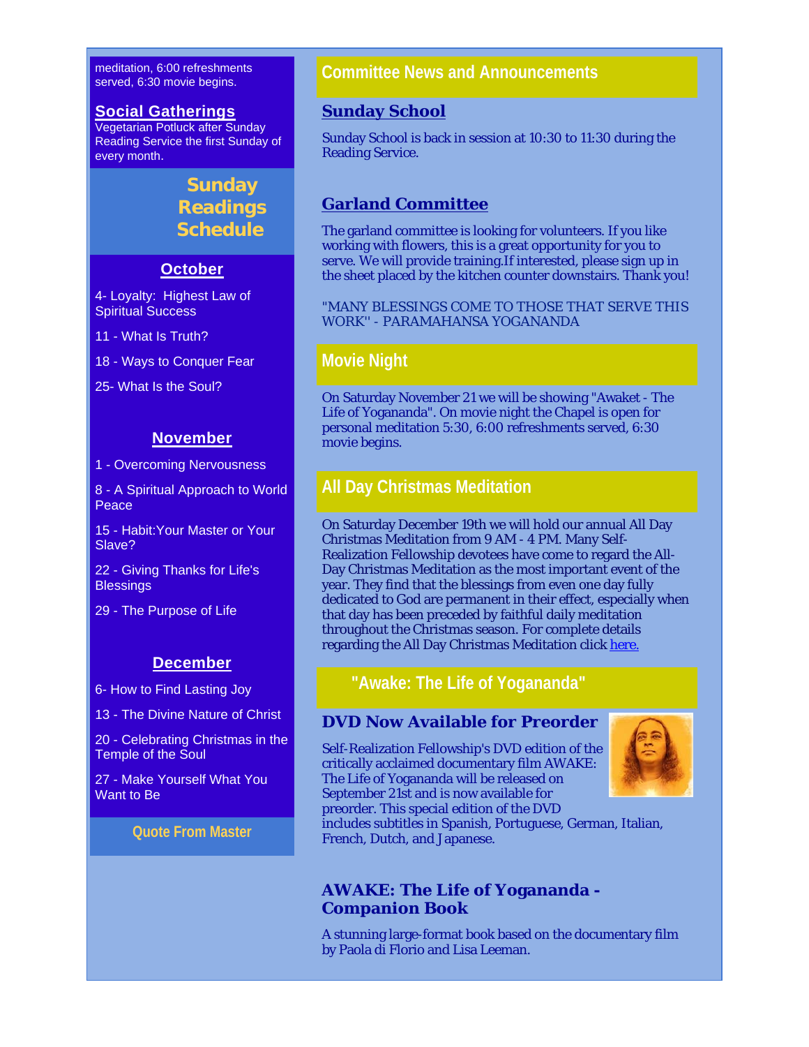meditation, 6:00 refreshments served, 6:30 movie begins.

## Social Gatherings

Vegetarian Potluck after Sunday Reading Service the first Sunday of every month.

## Sunday Readings Schedule

### October

4- Loyalty: Highest Law of Spiritual Success

11 - What Is Truth?

18 - Ways to Conquer Fear

25- What Is the Soul?

### November

1 - Overcoming Nervousness

8 - A Spiritual Approach to World Peace

15 - Habit:Your Master or Your Slave?

22 - Giving Thanks for Life's Blessings

29 - The Purpose of Life

### December

6- How to Find Lasting Joy

13 - The Divine Nature of Christ

20 - Celebrating Christmas in the Temple of the Soul

27 - Make Yourself What You Want to Be

## Quote From Master

## Committee News and Announcements

### Sunday School

Sunday School is back in session at 10:30 to 11:30 during the Reading Service.

### Garland Committee

The garland committee is looking for volunteers. If you like working with flowers, this is a great opportunity for you to serve. We will provide training.If interested, please sign up in the sheet placed by the kitchen counter downstairs. Thank you!

"MANY BLESSINGS COME TO THOSE THAT SERVE THIS WORK" - PARAMAHANSA YOGANANDA

## Movie Night

On Saturday November 21 we will be showing "Awaket - The Life of Yogananda". On movie night the Chapel is open for personal meditation 5:30, 6:00 refreshments served, 6:30 movie begins.

## All Day Christmas Meditation

On Saturday December 19th we will hold our annual All Day Christmas Meditation from 9 AM - 4 PM. Many Self-Realization Fellowship devotees have come to regard the All-Day Christmas Meditation as the most important event of the year. They find that the blessings from even one day fully dedicated to God are permanent in their effect, especially when that day has been preceded by faithful daily meditation throughout the Christmas season. For complete details regarding the All Day Christmas Meditation click here.

## "Awake: The Life of Yogananda"

### DVD Now Available for Preorder

Self-Realization Fellowship's DVD edition of the critically acclaimed documentary film AWAKE: The Life of Yogananda will be released on September 21st and is now available for preorder. This special edition of the DVD includes subtitles in Spanish, Portuguese, German, Italian, French, Dutch, and Japanese.

### AWAKE: The Life of Yogananda - Companion Book

A stunning large-format book based on the documentary film by Paola di Florio and Lisa Leeman.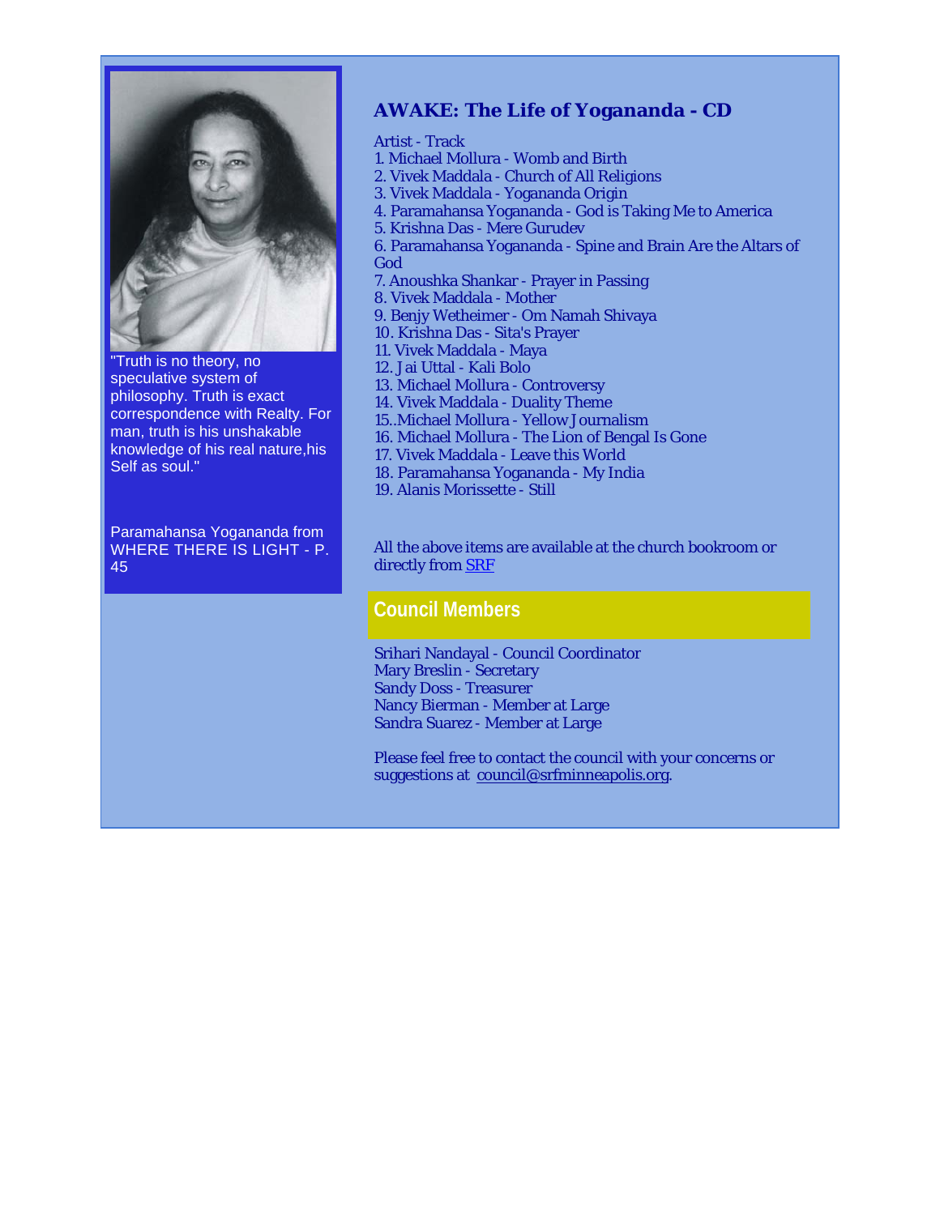"Truth is no theory, no speculative system of philosophy. Truth is exact correspondence with Realty. For man, truth is his unshakable knowledge of his real nature,his Self as soul."

Paramahansa Yogananda from WHERE THERE IS LIGHT - P. 45

### AWAKE: The Life of Yogananda - CD

Artist - Track
1. Michael Mollura - Womb and Birth
2. Vivek Maddala - Church of All Religions
3. Vivek Maddala - Yogananda Origin
4. Paramahansa Yogananda - God is Taking Me to America
5. Krishna Das - Mere Gurudev
6. Paramahansa Yogananda - Spine and Brain Are the Altars of God
7. Anoushka Shankar - Prayer in Passing
8. Vivek Maddala - Mother
9. Benjy Wetheimer - Om Namah Shivaya
10. Krishna Das - Sita's Prayer
11. Vivek Maddala - Maya
12. Jai Uttal - Kali Bolo
13. Michael Mollura - Controversy
14. Vivek Maddala - Duality Theme
15..Michael Mollura - Yellow Journalism
16. Michael Mollura - The Lion of Bengal Is Gone
17. Vivek Maddala - Leave this World
18. Paramahansa Yogananda - My India
19. Alanis Morissette - Still

All the above items are available at the church bookroom or directly from SRF

## Council Members

Srihari Nandayal - Council Coordinator
Mary Breslin - Secretary
Sandy Doss - Treasurer
Nancy Bierman - Member at Large
Sandra Suarez - Member at Large

Please feel free to contact the council with your concerns or suggestions at council@srfminneapolis.org.